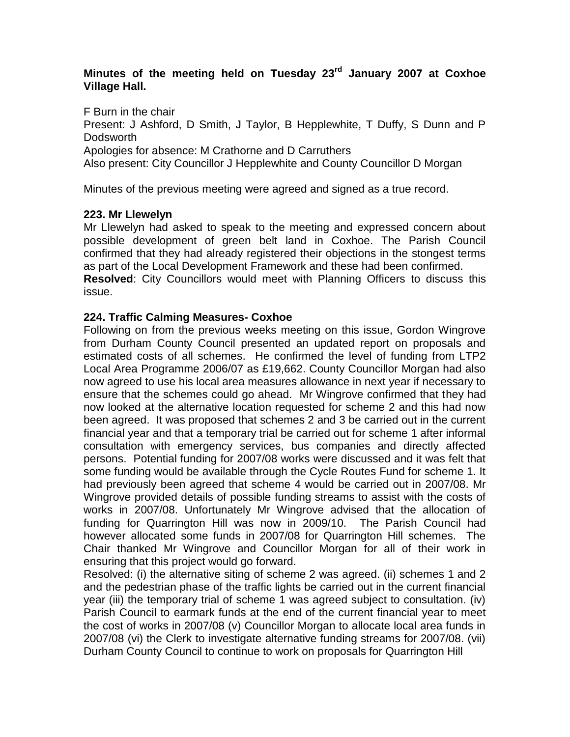**Minutes of the meeting held on Tuesday 23rd January 2007 at Coxhoe Village Hall.**

F Burn in the chair
Present: J Ashford, D Smith, J Taylor, B Hepplewhite, T Duffy, S Dunn and P Dodsworth
Apologies for absence: M Crathorne and D Carruthers
Also present: City Councillor J Hepplewhite and County Councillor D Morgan

Minutes of the previous meeting were agreed and signed as a true record.

**223. Mr Llewelyn**

Mr Llewelyn had asked to speak to the meeting and expressed concern about possible development of green belt land in Coxhoe. The Parish Council confirmed that they had already registered their objections in the stongest terms as part of the Local Development Framework and these had been confirmed.
**Resolved**: City Councillors would meet with Planning Officers to discuss this issue.

**224. Traffic Calming Measures- Coxhoe**

Following on from the previous weeks meeting on this issue, Gordon Wingrove from Durham County Council presented an updated report on proposals and estimated costs of all schemes. He confirmed the level of funding from LTP2 Local Area Programme 2006/07 as £19,662. County Councillor Morgan had also now agreed to use his local area measures allowance in next year if necessary to ensure that the schemes could go ahead. Mr Wingrove confirmed that they had now looked at the alternative location requested for scheme 2 and this had now been agreed. It was proposed that schemes 2 and 3 be carried out in the current financial year and that a temporary trial be carried out for scheme 1 after informal consultation with emergency services, bus companies and directly affected persons. Potential funding for 2007/08 works were discussed and it was felt that some funding would be available through the Cycle Routes Fund for scheme 1. It had previously been agreed that scheme 4 would be carried out in 2007/08. Mr Wingrove provided details of possible funding streams to assist with the costs of works in 2007/08. Unfortunately Mr Wingrove advised that the allocation of funding for Quarrington Hill was now in 2009/10. The Parish Council had however allocated some funds in 2007/08 for Quarrington Hill schemes. The Chair thanked Mr Wingrove and Councillor Morgan for all of their work in ensuring that this project would go forward.
Resolved: (i) the alternative siting of scheme 2 was agreed. (ii) schemes 1 and 2 and the pedestrian phase of the traffic lights be carried out in the current financial year (iii) the temporary trial of scheme 1 was agreed subject to consultation. (iv) Parish Council to earmark funds at the end of the current financial year to meet the cost of works in 2007/08 (v) Councillor Morgan to allocate local area funds in 2007/08 (vi) the Clerk to investigate alternative funding streams for 2007/08. (vii) Durham County Council to continue to work on proposals for Quarrington Hill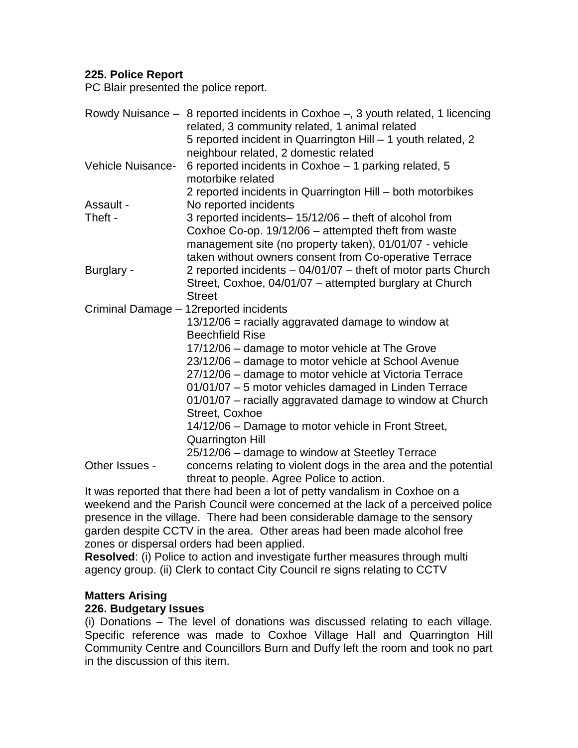**225. Police Report**

PC Blair presented the police report.

| | |
|---|---|
| Rowdy Nuisance – | 8 reported incidents in Coxhoe –, 3 youth related, 1 licencing related, 3 community related, 1 animal related<br>5 reported incident in Quarrington Hill – 1 youth related, 2 neighbour related, 2 domestic related |
| Vehicle Nuisance- | 6 reported incidents in Coxhoe – 1 parking related, 5 motorbike related<br>2 reported incidents in Quarrington Hill – both motorbikes |
| Assault - | No reported incidents |
| Theft - | 3 reported incidents– 15/12/06 – theft of alcohol from Coxhoe Co-op. 19/12/06 – attempted theft from waste management site (no property taken), 01/01/07 - vehicle taken without owners consent from Co-operative Terrace |
| Burglary - | 2 reported incidents – 04/01/07 – theft of motor parts Church Street, Coxhoe, 04/01/07 – attempted burglary at Church Street |
| Criminal Damage – | 12reported incidents<br>13/12/06 = racially aggravated damage to window at Beechfield Rise<br>17/12/06 – damage to motor vehicle at The Grove<br>23/12/06 – damage to motor vehicle at School Avenue<br>27/12/06 – damage to motor vehicle at Victoria Terrace<br>01/01/07 – 5 motor vehicles damaged in Linden Terrace<br>01/01/07 – racially aggravated damage to window at Church Street, Coxhoe<br>14/12/06 – Damage to motor vehicle in Front Street, Quarrington Hill<br>25/12/06 – damage to window at Steetley Terrace |
| Other Issues - | concerns relating to violent dogs in the area and the potential threat to people. Agree Police to action. |

It was reported that there had been a lot of petty vandalism in Coxhoe on a weekend and the Parish Council were concerned at the lack of a perceived police presence in the village. There had been considerable damage to the sensory garden despite CCTV in the area. Other areas had been made alcohol free zones or dispersal orders had been applied.

**Resolved**: (i) Police to action and investigate further measures through multi agency group. (ii) Clerk to contact City Council re signs relating to CCTV

**Matters Arising**

**226. Budgetary Issues**

(i) Donations – The level of donations was discussed relating to each village. Specific reference was made to Coxhoe Village Hall and Quarrington Hill Community Centre and Councillors Burn and Duffy left the room and took no part in the discussion of this item.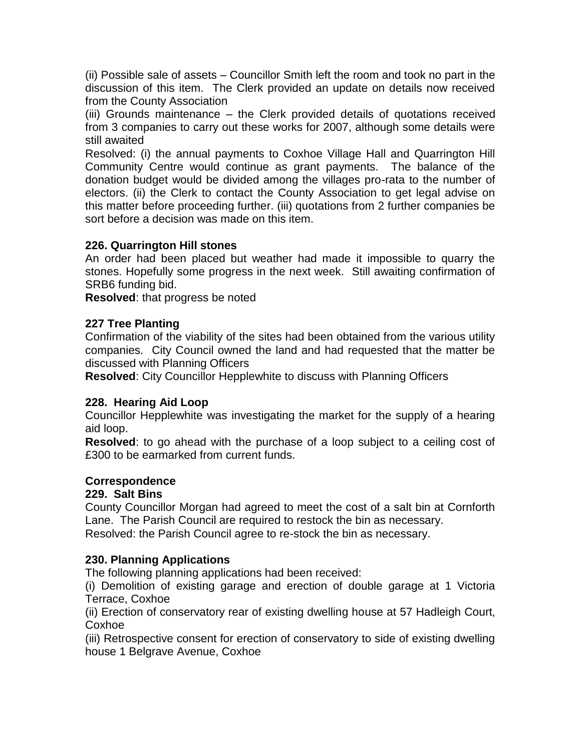(ii) Possible sale of assets – Councillor Smith left the room and took no part in the discussion of this item. The Clerk provided an update on details now received from the County Association

(iii) Grounds maintenance – the Clerk provided details of quotations received from 3 companies to carry out these works for 2007, although some details were still awaited

Resolved: (i) the annual payments to Coxhoe Village Hall and Quarrington Hill Community Centre would continue as grant payments. The balance of the donation budget would be divided among the villages pro-rata to the number of electors. (ii) the Clerk to contact the County Association to get legal advise on this matter before proceeding further. (iii) quotations from 2 further companies be sort before a decision was made on this item.

**226. Quarrington Hill stones**

An order had been placed but weather had made it impossible to quarry the stones. Hopefully some progress in the next week. Still awaiting confirmation of SRB6 funding bid.

**Resolved**: that progress be noted

**227 Tree Planting**

Confirmation of the viability of the sites had been obtained from the various utility companies. City Council owned the land and had requested that the matter be discussed with Planning Officers

**Resolved**: City Councillor Hepplewhite to discuss with Planning Officers

**228. Hearing Aid Loop**

Councillor Hepplewhite was investigating the market for the supply of a hearing aid loop.

**Resolved**: to go ahead with the purchase of a loop subject to a ceiling cost of £300 to be earmarked from current funds.

**Correspondence**

**229. Salt Bins**

County Councillor Morgan had agreed to meet the cost of a salt bin at Cornforth Lane. The Parish Council are required to restock the bin as necessary.

Resolved: the Parish Council agree to re-stock the bin as necessary.

**230. Planning Applications**

The following planning applications had been received:

(i) Demolition of existing garage and erection of double garage at 1 Victoria Terrace, Coxhoe

(ii) Erection of conservatory rear of existing dwelling house at 57 Hadleigh Court, Coxhoe

(iii) Retrospective consent for erection of conservatory to side of existing dwelling house 1 Belgrave Avenue, Coxhoe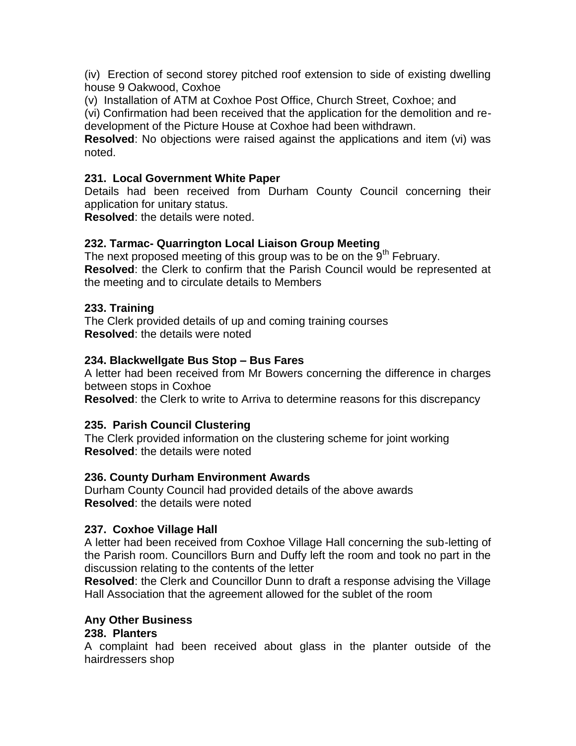(iv) Erection of second storey pitched roof extension to side of existing dwelling house 9 Oakwood, Coxhoe

(v) Installation of ATM at Coxhoe Post Office, Church Street, Coxhoe; and

(vi) Confirmation had been received that the application for the demolition and re-development of the Picture House at Coxhoe had been withdrawn.

**Resolved**: No objections were raised against the applications and item (vi) was noted.

### 231. Local Government White Paper

Details had been received from Durham County Council concerning their application for unitary status.

**Resolved**: the details were noted.

### 232. Tarmac- Quarrington Local Liaison Group Meeting

The next proposed meeting of this group was to be on the 9th February.

**Resolved**: the Clerk to confirm that the Parish Council would be represented at the meeting and to circulate details to Members

### 233. Training

The Clerk provided details of up and coming training courses

**Resolved**: the details were noted

### 234. Blackwellgate Bus Stop – Bus Fares

A letter had been received from Mr Bowers concerning the difference in charges between stops in Coxhoe

**Resolved**: the Clerk to write to Arriva to determine reasons for this discrepancy

### 235. Parish Council Clustering

The Clerk provided information on the clustering scheme for joint working

**Resolved**: the details were noted

### 236. County Durham Environment Awards

Durham County Council had provided details of the above awards

**Resolved**: the details were noted

### 237. Coxhoe Village Hall

A letter had been received from Coxhoe Village Hall concerning the sub-letting of the Parish room. Councillors Burn and Duffy left the room and took no part in the discussion relating to the contents of the letter

**Resolved**: the Clerk and Councillor Dunn to draft a response advising the Village Hall Association that the agreement allowed for the sublet of the room

## Any Other Business

### 238. Planters

A complaint had been received about glass in the planter outside of the hairdressers shop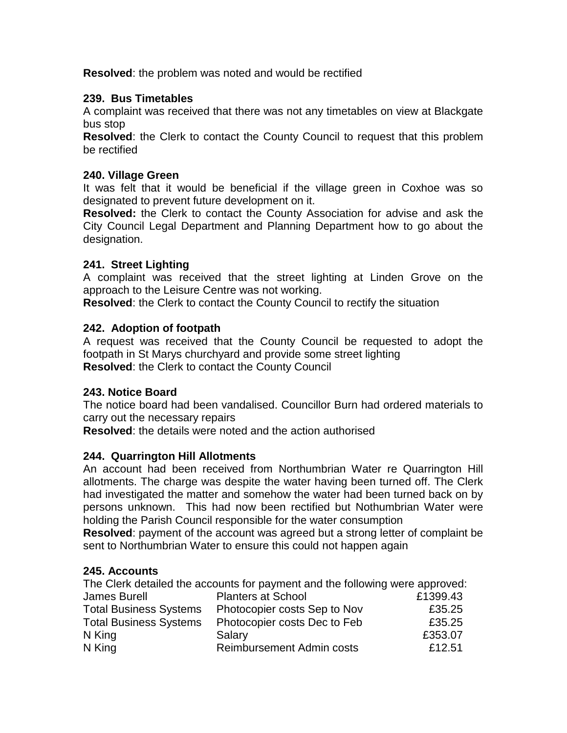**Resolved**: the problem was noted and would be rectified

**239. Bus Timetables**

A complaint was received that there was not any timetables on view at Blackgate bus stop

**Resolved**: the Clerk to contact the County Council to request that this problem be rectified

**240. Village Green**

It was felt that it would be beneficial if the village green in Coxhoe was so designated to prevent future development on it.

**Resolved:** the Clerk to contact the County Association for advise and ask the City Council Legal Department and Planning Department how to go about the designation.

**241. Street Lighting**

A complaint was received that the street lighting at Linden Grove on the approach to the Leisure Centre was not working.

**Resolved**: the Clerk to contact the County Council to rectify the situation

**242. Adoption of footpath**

A request was received that the County Council be requested to adopt the footpath in St Marys churchyard and provide some street lighting

**Resolved**: the Clerk to contact the County Council

**243. Notice Board**

The notice board had been vandalised. Councillor Burn had ordered materials to carry out the necessary repairs

**Resolved**: the details were noted and the action authorised

**244. Quarrington Hill Allotments**

An account had been received from Northumbrian Water re Quarrington Hill allotments. The charge was despite the water having been turned off. The Clerk had investigated the matter and somehow the water had been turned back on by persons unknown. This had now been rectified but Nothumbrian Water were holding the Parish Council responsible for the water consumption

**Resolved**: payment of the account was agreed but a strong letter of complaint be sent to Northumbrian Water to ensure this could not happen again

**245. Accounts**

The Clerk detailed the accounts for payment and the following were approved:

| | | |
|---|---|---|
| James Burell | Planters at School | £1399.43 |
| Total Business Systems | Photocopier costs Sep to Nov | £35.25 |
| Total Business Systems | Photocopier costs Dec to Feb | £35.25 |
| N King | Salary | £353.07 |
| N King | Reimbursement Admin costs | £12.51 |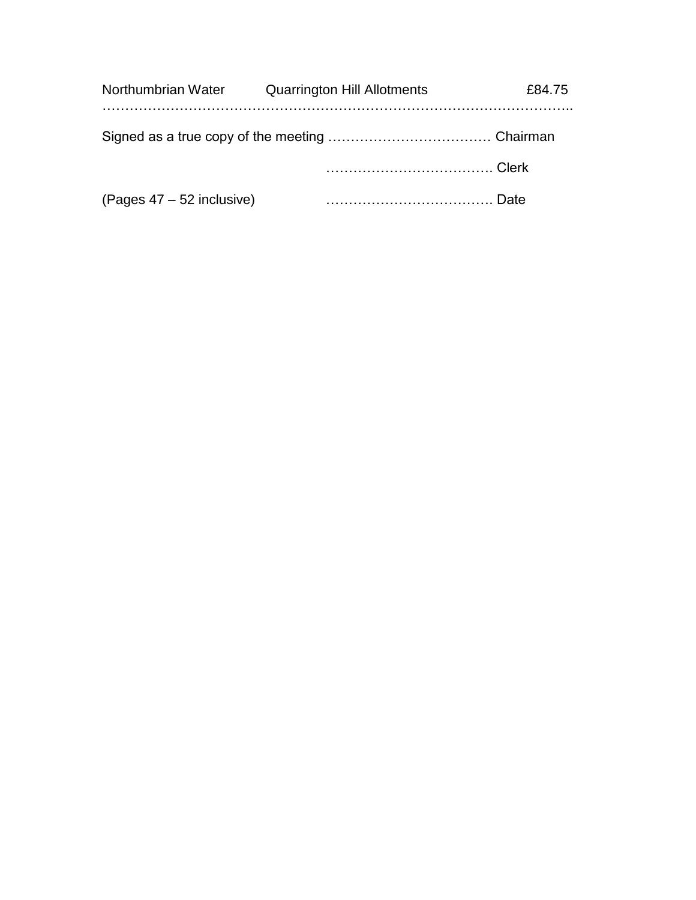| | | |
|---|---|---|
| Northumbrian Water | Quarrington Hill Allotments | £84.75 |

…………………………………………………………………………………………..

Signed as a true copy of the meeting ……………………………… Chairman

………………………………. Clerk

(Pages 47 – 52 inclusive) ………………………………. Date